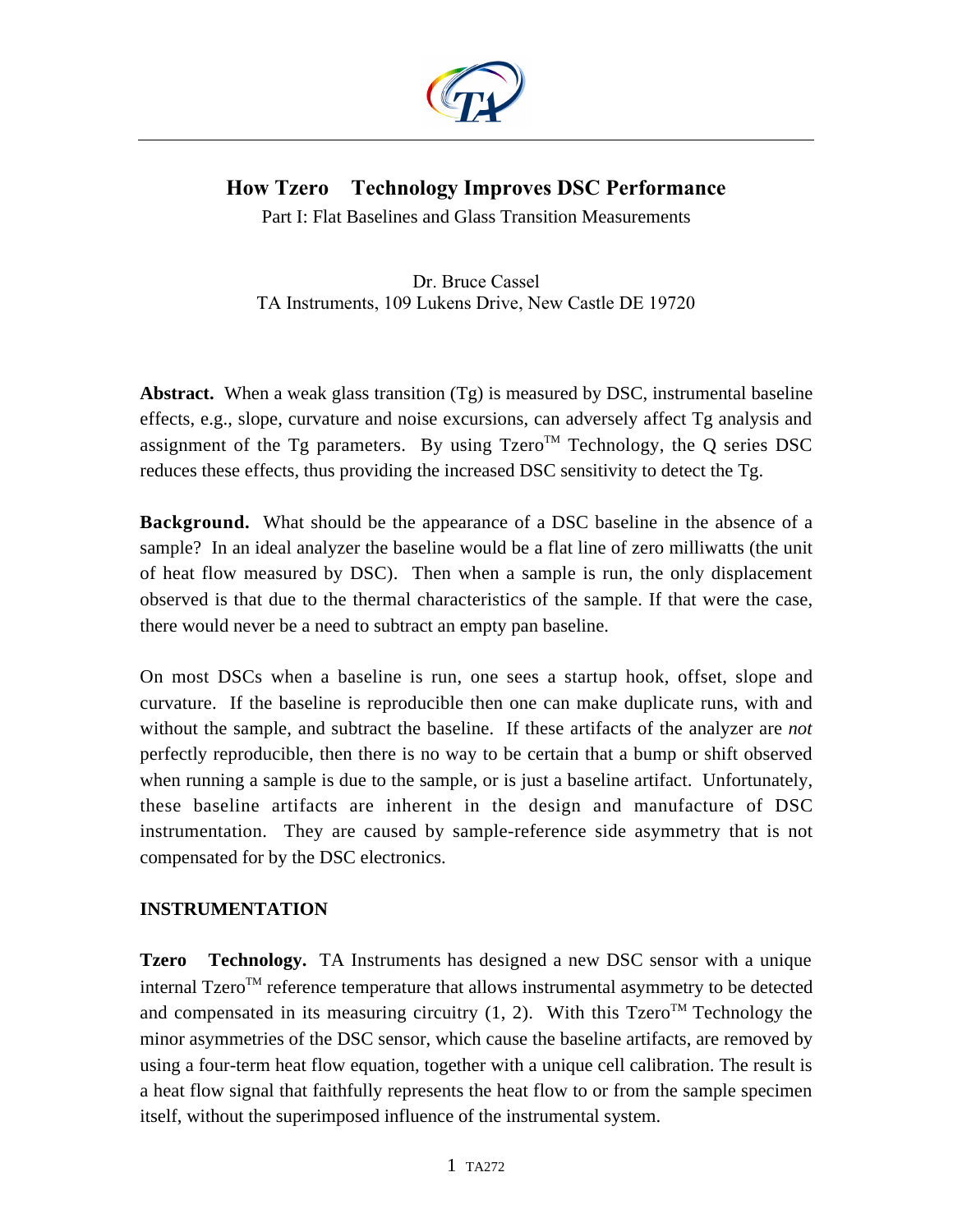# How Tzero Technology Improves DSC Performance

Part I: Flat Baselines and Glass Transition Measurements

Dr. Bruce Cassel
TA Instruments, 109 Lukens Drive, New Castle DE 19720

**Abstract.** When a weak glass transition (Tg) is measured by DSC, instrumental baseline effects, e.g., slope, curvature and noise excursions, can adversely affect Tg analysis and assignment of the Tg parameters. By using Tzero™ Technology, the Q series DSC reduces these effects, thus providing the increased DSC sensitivity to detect the Tg.

**Background.** What should be the appearance of a DSC baseline in the absence of a sample? In an ideal analyzer the baseline would be a flat line of zero milliwatts (the unit of heat flow measured by DSC). Then when a sample is run, the only displacement observed is that due to the thermal characteristics of the sample. If that were the case, there would never be a need to subtract an empty pan baseline.

On most DSCs when a baseline is run, one sees a startup hook, offset, slope and curvature. If the baseline is reproducible then one can make duplicate runs, with and without the sample, and subtract the baseline. If these artifacts of the analyzer are *not* perfectly reproducible, then there is no way to be certain that a bump or shift observed when running a sample is due to the sample, or is just a baseline artifact. Unfortunately, these baseline artifacts are inherent in the design and manufacture of DSC instrumentation. They are caused by sample-reference side asymmetry that is not compensated for by the DSC electronics.

## INSTRUMENTATION

**Tzero Technology.** TA Instruments has designed a new DSC sensor with a unique internal Tzero™ reference temperature that allows instrumental asymmetry to be detected and compensated in its measuring circuitry (1, 2). With this Tzero™ Technology the minor asymmetries of the DSC sensor, which cause the baseline artifacts, are removed by using a four-term heat flow equation, together with a unique cell calibration. The result is a heat flow signal that faithfully represents the heat flow to or from the sample specimen itself, without the superimposed influence of the instrumental system.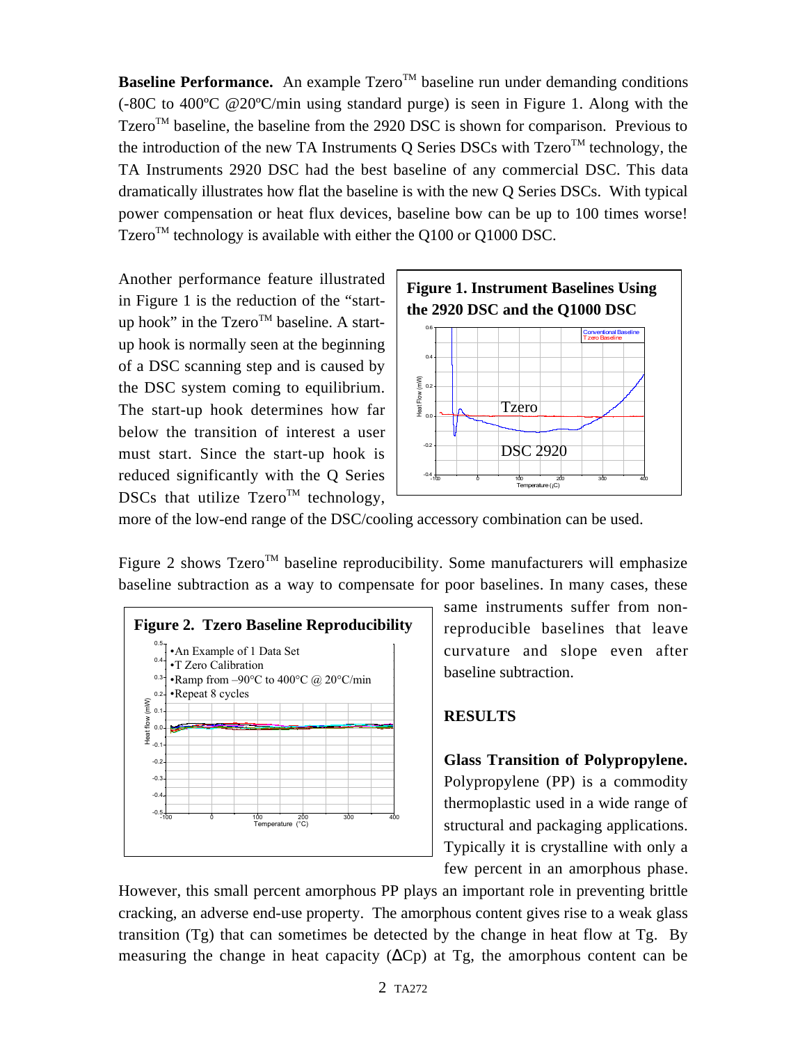**Baseline Performance.** An example Tzero[TM] baseline run under demanding conditions (-80C to 400ºC @20ºC/min using standard purge) is seen in Figure 1. Along with the Tzero[TM] baseline, the baseline from the 2920 DSC is shown for comparison. Previous to the introduction of the new TA Instruments Q Series DSCs with Tzero[TM] technology, the TA Instruments 2920 DSC had the best baseline of any commercial DSC. This data dramatically illustrates how flat the baseline is with the new Q Series DSCs. With typical power compensation or heat flux devices, baseline bow can be up to 100 times worse! Tzero[TM] technology is available with either the Q100 or Q1000 DSC.

Another performance feature illustrated in Figure 1 is the reduction of the "start-up hook" in the Tzero[TM] baseline. A start-up hook is normally seen at the beginning of a DSC scanning step and is caused by the DSC system coming to equilibrium. The start-up hook determines how far below the transition of interest a user must start. Since the start-up hook is reduced significantly with the Q Series DSCs that utilize Tzero[TM] technology, more of the low-end range of the DSC/cooling accessory combination can be used.

**Figure 1. Instrument Baselines Using the 2920 DSC and the Q1000 DSC**

Figure 2 shows Tzero[TM] baseline reproducibility. Some manufacturers will emphasize baseline subtraction as a way to compensate for poor baselines. In many cases, these same instruments suffer from non-reproducible baselines that leave curvature and slope even after baseline subtraction.

**Figure 2. Tzero Baseline Reproducibility**

## RESULTS

**Glass Transition of Polypropylene.** Polypropylene (PP) is a commodity thermoplastic used in a wide range of structural and packaging applications. Typically it is crystalline with only a few percent in an amorphous phase. However, this small percent amorphous PP plays an important role in preventing brittle cracking, an adverse end-use property. The amorphous content gives rise to a weak glass transition (Tg) that can sometimes be detected by the change in heat flow at Tg. By measuring the change in heat capacity ($\Delta$Cp) at Tg, the amorphous content can be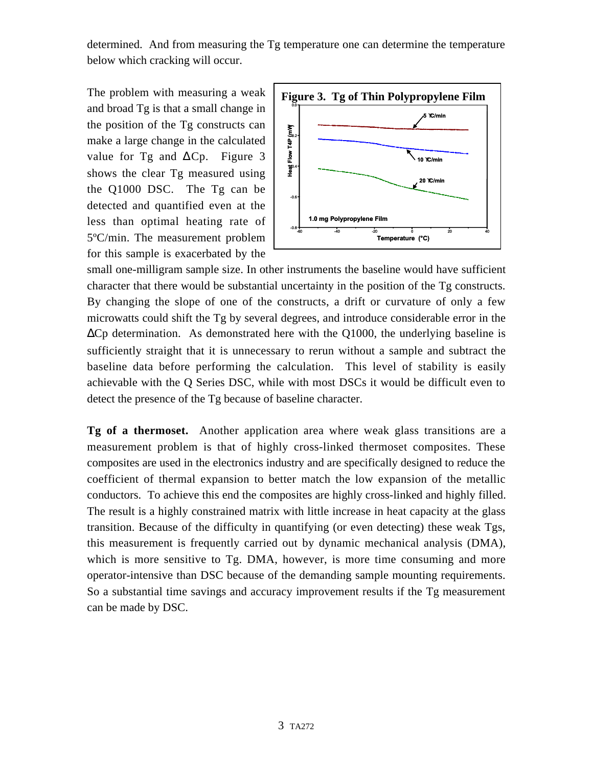determined. And from measuring the Tg temperature one can determine the temperature below which cracking will occur.

The problem with measuring a weak and broad Tg is that a small change in the position of the Tg constructs can make a large change in the calculated value for Tg and ΔCp. Figure 3 shows the clear Tg measured using the Q1000 DSC. The Tg can be detected and quantified even at the less than optimal heating rate of 5ºC/min. The measurement problem for this sample is exacerbated by the small one-milligram sample size. In other instruments the baseline would have sufficient character that there would be substantial uncertainty in the position of the Tg constructs. By changing the slope of one of the constructs, a drift or curvature of only a few microwatts could shift the Tg by several degrees, and introduce considerable error in the ΔCp determination. As demonstrated here with the Q1000, the underlying baseline is sufficiently straight that it is unnecessary to rerun without a sample and subtract the baseline data before performing the calculation. This level of stability is easily achievable with the Q Series DSC, while with most DSCs it would be difficult even to detect the presence of the Tg because of baseline character.

**Figure 3. Tg of Thin Polypropylene Film**

**Tg of a thermoset.** Another application area where weak glass transitions are a measurement problem is that of highly cross-linked thermoset composites. These composites are used in the electronics industry and are specifically designed to reduce the coefficient of thermal expansion to better match the low expansion of the metallic conductors. To achieve this end the composites are highly cross-linked and highly filled. The result is a highly constrained matrix with little increase in heat capacity at the glass transition. Because of the difficulty in quantifying (or even detecting) these weak Tgs, this measurement is frequently carried out by dynamic mechanical analysis (DMA), which is more sensitive to Tg. DMA, however, is more time consuming and more operator-intensive than DSC because of the demanding sample mounting requirements. So a substantial time savings and accuracy improvement results if the Tg measurement can be made by DSC.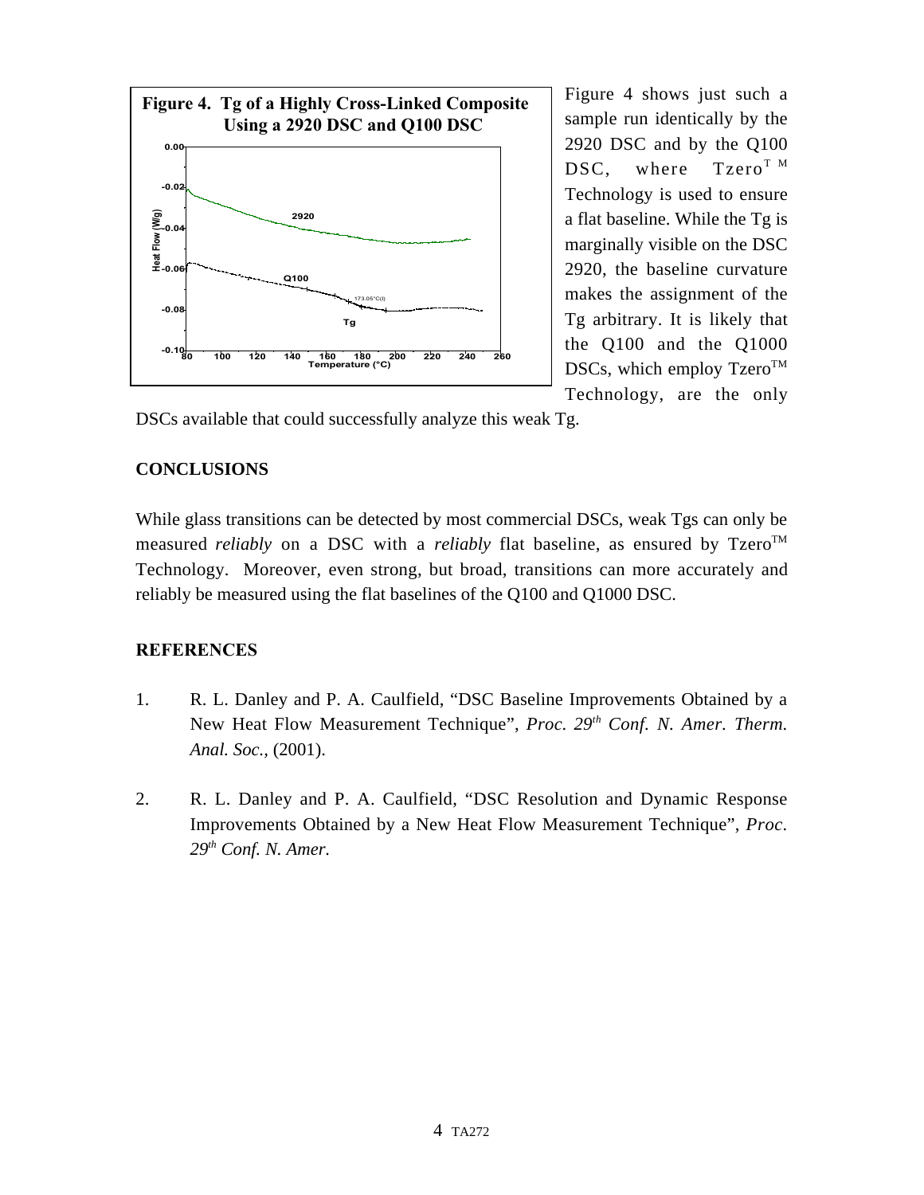**Figure 4. Tg of a Highly Cross-Linked Composite Using a 2920 DSC and Q100 DSC**

0.00
-0.02
-0.04
-0.06
-0.08
-0.10
Heat Flow (W/g)
80 100 120 140 160 180 200 220 240 260
Temperature (°C)
2920
Q100
173.05°C(I)
Tg

Figure 4 shows just such a sample run identically by the 2920 DSC and by the Q100 DSC, where Tzero™ Technology is used to ensure a flat baseline. While the Tg is marginally visible on the DSC 2920, the baseline curvature makes the assignment of the Tg arbitrary. It is likely that the Q100 and the Q1000 DSCs, which employ Tzero™ Technology, are the only DSCs available that could successfully analyze this weak Tg.

## CONCLUSIONS

While glass transitions can be detected by most commercial DSCs, weak Tgs can only be measured *reliably* on a DSC with a *reliably* flat baseline, as ensured by Tzero™ Technology. Moreover, even strong, but broad, transitions can more accurately and reliably be measured using the flat baselines of the Q100 and Q1000 DSC.

## REFERENCES

1. R. L. Danley and P. A. Caulfield, "DSC Baseline Improvements Obtained by a New Heat Flow Measurement Technique", *Proc. 29th Conf. N. Amer. Therm. Anal. Soc.*, (2001).

2. R. L. Danley and P. A. Caulfield, "DSC Resolution and Dynamic Response Improvements Obtained by a New Heat Flow Measurement Technique", *Proc. 29th Conf. N. Amer.*